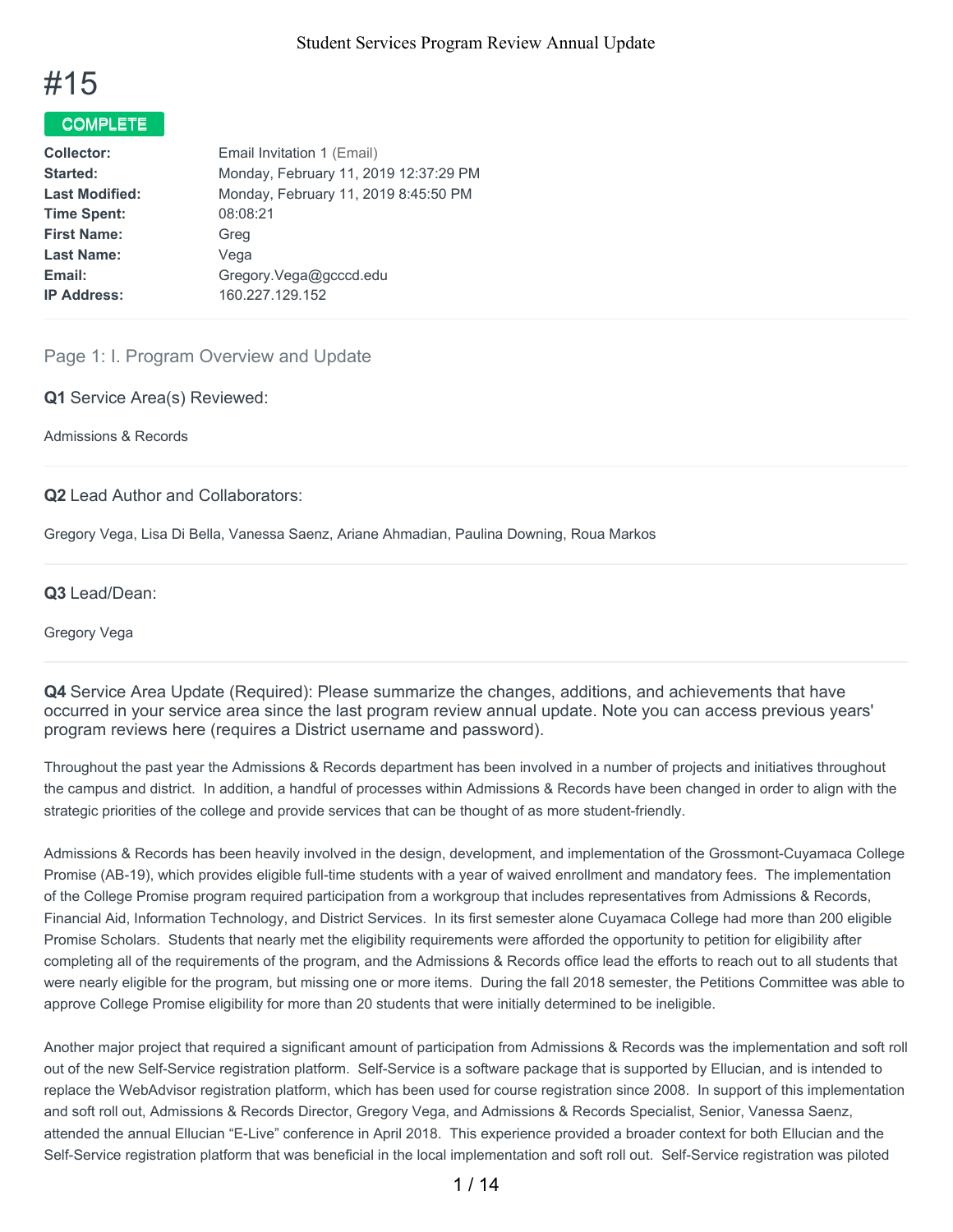# #15

**COMPLETE**

| | |
|---|---|
| **Collector:** | Email Invitation 1 (Email) |
| **Started:** | Monday, February 11, 2019 12:37:29 PM |
| **Last Modified:** | Monday, February 11, 2019 8:45:50 PM |
| **Time Spent:** | 08:08:21 |
| **First Name:** | Greg |
| **Last Name:** | Vega |
| **Email:** | Gregory.Vega@gcccd.edu |
| **IP Address:** | 160.227.129.152 |

## Page 1: I. Program Overview and Update

**Q1** Service Area(s) Reviewed:

Admissions & Records

**Q2** Lead Author and Collaborators:

Gregory Vega, Lisa Di Bella, Vanessa Saenz, Ariane Ahmadian, Paulina Downing, Roua Markos

**Q3** Lead/Dean:

Gregory Vega

**Q4** Service Area Update (Required): Please summarize the changes, additions, and achievements that have occurred in your service area since the last program review annual update. Note you can access previous years' program reviews here (requires a District username and password).

Throughout the past year the Admissions & Records department has been involved in a number of projects and initiatives throughout the campus and district. In addition, a handful of processes within Admissions & Records have been changed in order to align with the strategic priorities of the college and provide services that can be thought of as more student-friendly.

Admissions & Records has been heavily involved in the design, development, and implementation of the Grossmont-Cuyamaca College Promise (AB-19), which provides eligible full-time students with a year of waived enrollment and mandatory fees. The implementation of the College Promise program required participation from a workgroup that includes representatives from Admissions & Records, Financial Aid, Information Technology, and District Services. In its first semester alone Cuyamaca College had more than 200 eligible Promise Scholars. Students that nearly met the eligibility requirements were afforded the opportunity to petition for eligibility after completing all of the requirements of the program, and the Admissions & Records office lead the efforts to reach out to all students that were nearly eligible for the program, but missing one or more items. During the fall 2018 semester, the Petitions Committee was able to approve College Promise eligibility for more than 20 students that were initially determined to be ineligible.

Another major project that required a significant amount of participation from Admissions & Records was the implementation and soft roll out of the new Self-Service registration platform. Self-Service is a software package that is supported by Ellucian, and is intended to replace the WebAdvisor registration platform, which has been used for course registration since 2008. In support of this implementation and soft roll out, Admissions & Records Director, Gregory Vega, and Admissions & Records Specialist, Senior, Vanessa Saenz, attended the annual Ellucian "E-Live" conference in April 2018. This experience provided a broader context for both Ellucian and the Self-Service registration platform that was beneficial in the local implementation and soft roll out. Self-Service registration was piloted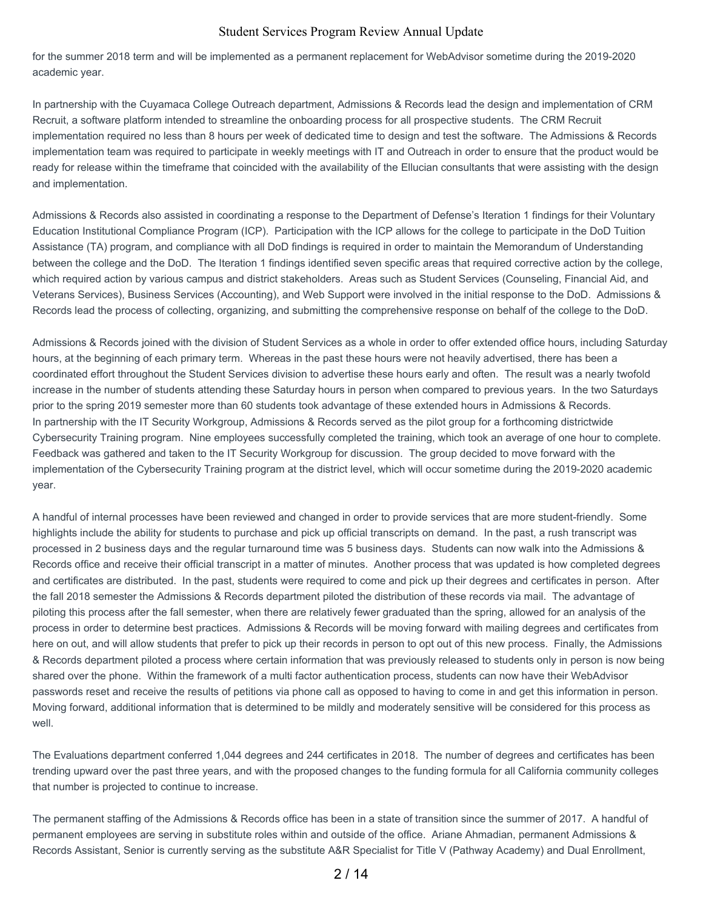for the summer 2018 term and will be implemented as a permanent replacement for WebAdvisor sometime during the 2019-2020 academic year.

In partnership with the Cuyamaca College Outreach department, Admissions & Records lead the design and implementation of CRM Recruit, a software platform intended to streamline the onboarding process for all prospective students. The CRM Recruit implementation required no less than 8 hours per week of dedicated time to design and test the software. The Admissions & Records implementation team was required to participate in weekly meetings with IT and Outreach in order to ensure that the product would be ready for release within the timeframe that coincided with the availability of the Ellucian consultants that were assisting with the design and implementation.

Admissions & Records also assisted in coordinating a response to the Department of Defense's Iteration 1 findings for their Voluntary Education Institutional Compliance Program (ICP). Participation with the ICP allows for the college to participate in the DoD Tuition Assistance (TA) program, and compliance with all DoD findings is required in order to maintain the Memorandum of Understanding between the college and the DoD. The Iteration 1 findings identified seven specific areas that required corrective action by the college, which required action by various campus and district stakeholders. Areas such as Student Services (Counseling, Financial Aid, and Veterans Services), Business Services (Accounting), and Web Support were involved in the initial response to the DoD. Admissions & Records lead the process of collecting, organizing, and submitting the comprehensive response on behalf of the college to the DoD.

Admissions & Records joined with the division of Student Services as a whole in order to offer extended office hours, including Saturday hours, at the beginning of each primary term. Whereas in the past these hours were not heavily advertised, there has been a coordinated effort throughout the Student Services division to advertise these hours early and often. The result was a nearly twofold increase in the number of students attending these Saturday hours in person when compared to previous years. In the two Saturdays prior to the spring 2019 semester more than 60 students took advantage of these extended hours in Admissions & Records.
In partnership with the IT Security Workgroup, Admissions & Records served as the pilot group for a forthcoming districtwide Cybersecurity Training program. Nine employees successfully completed the training, which took an average of one hour to complete. Feedback was gathered and taken to the IT Security Workgroup for discussion. The group decided to move forward with the implementation of the Cybersecurity Training program at the district level, which will occur sometime during the 2019-2020 academic year.

A handful of internal processes have been reviewed and changed in order to provide services that are more student-friendly. Some highlights include the ability for students to purchase and pick up official transcripts on demand. In the past, a rush transcript was processed in 2 business days and the regular turnaround time was 5 business days. Students can now walk into the Admissions & Records office and receive their official transcript in a matter of minutes. Another process that was updated is how completed degrees and certificates are distributed. In the past, students were required to come and pick up their degrees and certificates in person. After the fall 2018 semester the Admissions & Records department piloted the distribution of these records via mail. The advantage of piloting this process after the fall semester, when there are relatively fewer graduated than the spring, allowed for an analysis of the process in order to determine best practices. Admissions & Records will be moving forward with mailing degrees and certificates from here on out, and will allow students that prefer to pick up their records in person to opt out of this new process. Finally, the Admissions & Records department piloted a process where certain information that was previously released to students only in person is now being shared over the phone. Within the framework of a multi factor authentication process, students can now have their WebAdvisor passwords reset and receive the results of petitions via phone call as opposed to having to come in and get this information in person. Moving forward, additional information that is determined to be mildly and moderately sensitive will be considered for this process as well.

The Evaluations department conferred 1,044 degrees and 244 certificates in 2018. The number of degrees and certificates has been trending upward over the past three years, and with the proposed changes to the funding formula for all California community colleges that number is projected to continue to increase.

The permanent staffing of the Admissions & Records office has been in a state of transition since the summer of 2017. A handful of permanent employees are serving in substitute roles within and outside of the office. Ariane Ahmadian, permanent Admissions & Records Assistant, Senior is currently serving as the substitute A&R Specialist for Title V (Pathway Academy) and Dual Enrollment,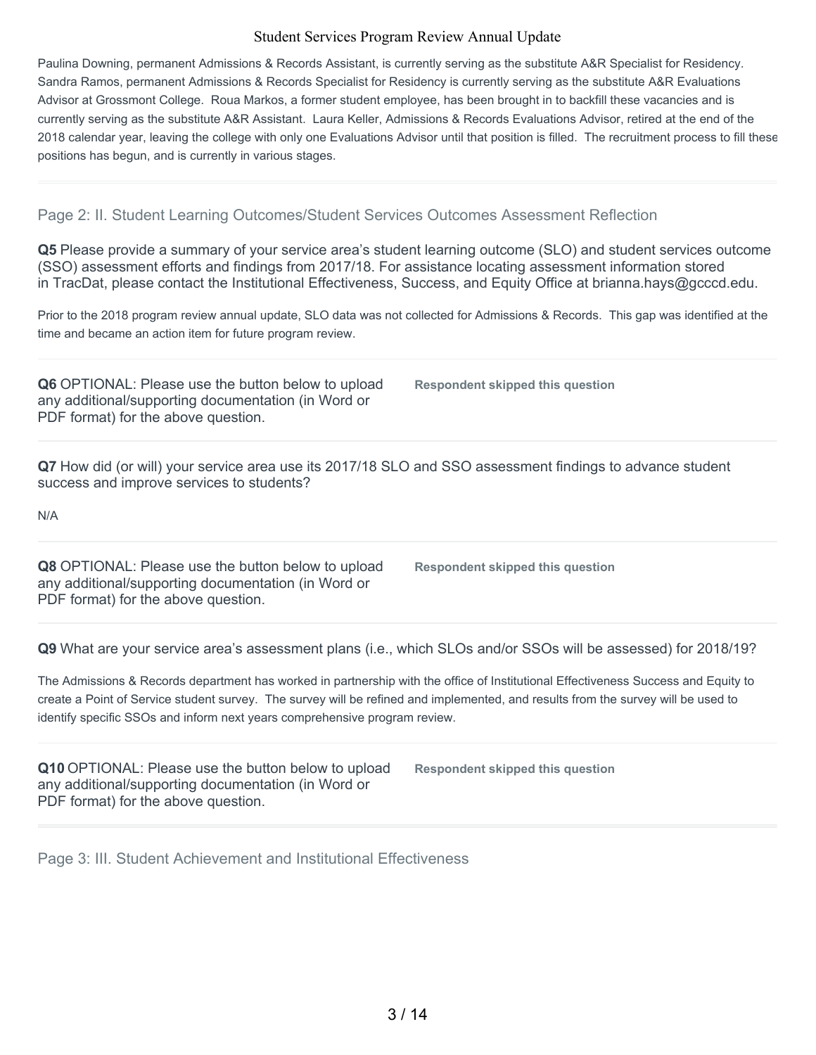Paulina Downing, permanent Admissions & Records Assistant, is currently serving as the substitute A&R Specialist for Residency. Sandra Ramos, permanent Admissions & Records Specialist for Residency is currently serving as the substitute A&R Evaluations Advisor at Grossmont College. Roua Markos, a former student employee, has been brought in to backfill these vacancies and is currently serving as the substitute A&R Assistant. Laura Keller, Admissions & Records Evaluations Advisor, retired at the end of the 2018 calendar year, leaving the college with only one Evaluations Advisor until that position is filled. The recruitment process to fill these positions has begun, and is currently in various stages.

## Page 2: II. Student Learning Outcomes/Student Services Outcomes Assessment Reflection

**Q5** Please provide a summary of your service area's student learning outcome (SLO) and student services outcome (SSO) assessment efforts and findings from 2017/18. For assistance locating assessment information stored in TracDat, please contact the Institutional Effectiveness, Success, and Equity Office at brianna.hays@gcccd.edu.

Prior to the 2018 program review annual update, SLO data was not collected for Admissions & Records. This gap was identified at the time and became an action item for future program review.

**Q6** OPTIONAL: Please use the button below to upload any additional/supporting documentation (in Word or PDF format) for the above question.

**Respondent skipped this question**

**Q7** How did (or will) your service area use its 2017/18 SLO and SSO assessment findings to advance student success and improve services to students?

N/A

**Q8** OPTIONAL: Please use the button below to upload any additional/supporting documentation (in Word or PDF format) for the above question.

**Respondent skipped this question**

**Q9** What are your service area's assessment plans (i.e., which SLOs and/or SSOs will be assessed) for 2018/19?

The Admissions & Records department has worked in partnership with the office of Institutional Effectiveness Success and Equity to create a Point of Service student survey. The survey will be refined and implemented, and results from the survey will be used to identify specific SSOs and inform next years comprehensive program review.

**Q10** OPTIONAL: Please use the button below to upload any additional/supporting documentation (in Word or PDF format) for the above question.

**Respondent skipped this question**

## Page 3: III. Student Achievement and Institutional Effectiveness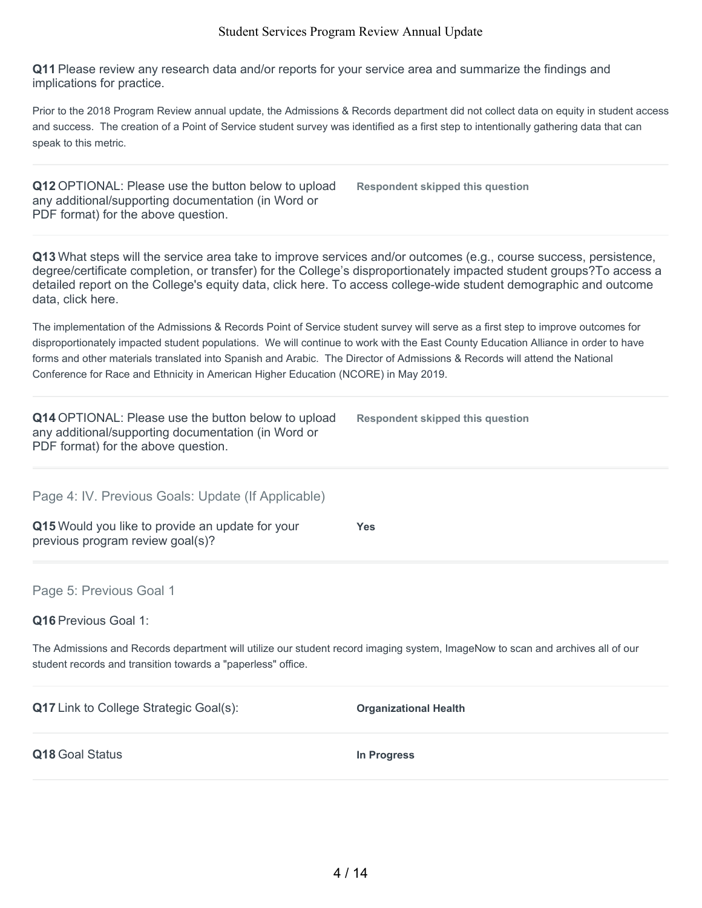**Q11** Please review any research data and/or reports for your service area and summarize the findings and implications for practice.

Prior to the 2018 Program Review annual update, the Admissions & Records department did not collect data on equity in student access and success. The creation of a Point of Service student survey was identified as a first step to intentionally gathering data that can speak to this metric.

**Q12** OPTIONAL: Please use the button below to upload any additional/supporting documentation (in Word or PDF format) for the above question.

**Respondent skipped this question**

**Q13** What steps will the service area take to improve services and/or outcomes (e.g., course success, persistence, degree/certificate completion, or transfer) for the College's disproportionately impacted student groups?To access a detailed report on the College's equity data, click here. To access college-wide student demographic and outcome data, click here.

The implementation of the Admissions & Records Point of Service student survey will serve as a first step to improve outcomes for disproportionately impacted student populations. We will continue to work with the East County Education Alliance in order to have forms and other materials translated into Spanish and Arabic. The Director of Admissions & Records will attend the National Conference for Race and Ethnicity in American Higher Education (NCORE) in May 2019.

**Q14** OPTIONAL: Please use the button below to upload any additional/supporting documentation (in Word or PDF format) for the above question.

**Respondent skipped this question**

## Page 4: IV. Previous Goals: Update (If Applicable)

**Q15** Would you like to provide an update for your previous program review goal(s)?

**Yes**

## Page 5: Previous Goal 1

**Q16** Previous Goal 1:

The Admissions and Records department will utilize our student record imaging system, ImageNow to scan and archives all of our student records and transition towards a "paperless" office.

**Q17** Link to College Strategic Goal(s):

**Organizational Health**

**Q18** Goal Status

**In Progress**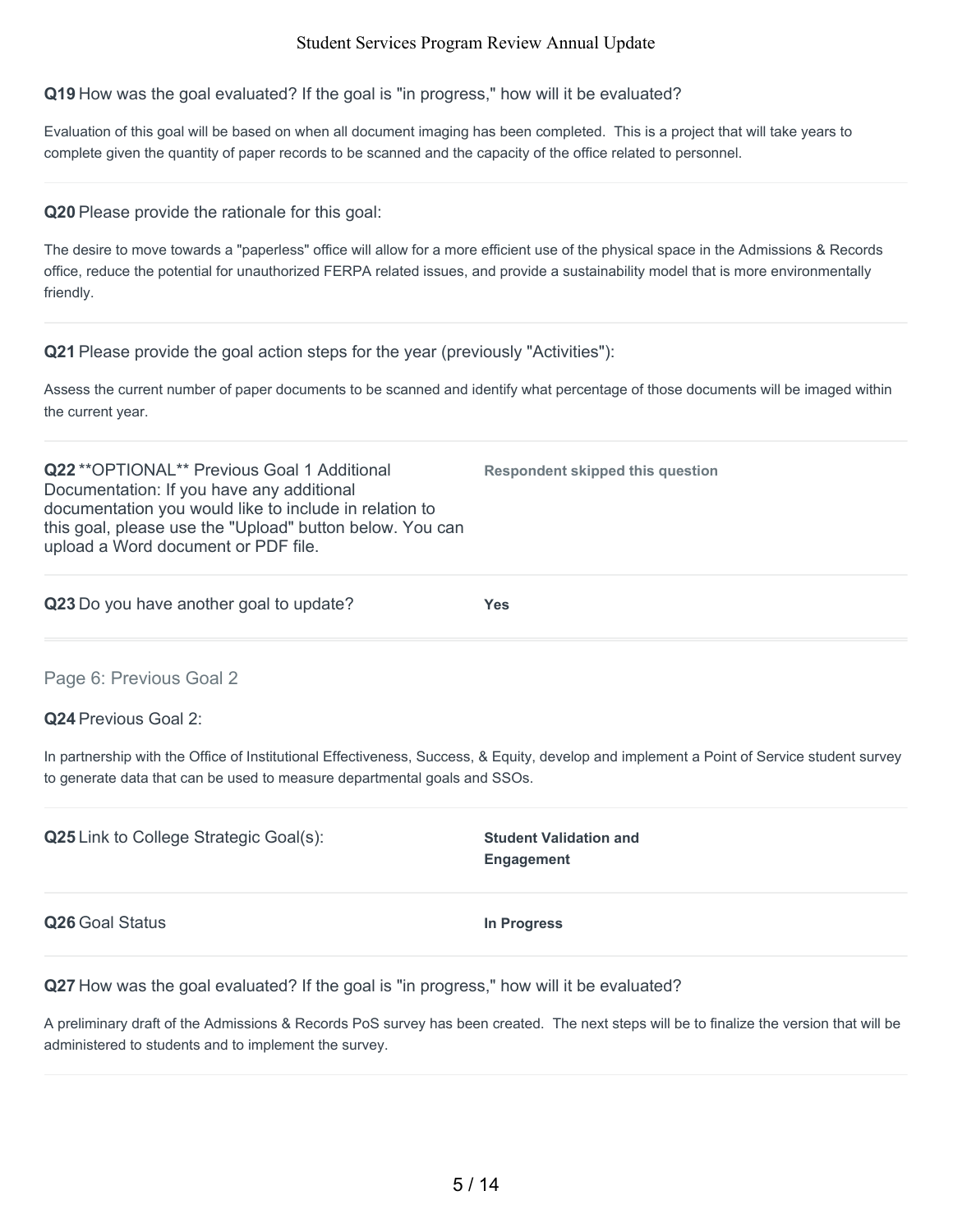**Q19** How was the goal evaluated? If the goal is "in progress," how will it be evaluated?

Evaluation of this goal will be based on when all document imaging has been completed. This is a project that will take years to complete given the quantity of paper records to be scanned and the capacity of the office related to personnel.

**Q20** Please provide the rationale for this goal:

The desire to move towards a "paperless" office will allow for a more efficient use of the physical space in the Admissions & Records office, reduce the potential for unauthorized FERPA related issues, and provide a sustainability model that is more environmentally friendly.

**Q21** Please provide the goal action steps for the year (previously "Activities"):

Assess the current number of paper documents to be scanned and identify what percentage of those documents will be imaged within the current year.

**Q22** **OPTIONAL** Previous Goal 1 Additional Documentation: If you have any additional documentation you would like to include in relation to this goal, please use the "Upload" button below. You can upload a Word document or PDF file.

**Respondent skipped this question**

**Q23** Do you have another goal to update?

**Yes**

## Page 6: Previous Goal 2

**Q24** Previous Goal 2:

In partnership with the Office of Institutional Effectiveness, Success, & Equity, develop and implement a Point of Service student survey to generate data that can be used to measure departmental goals and SSOs.

**Q25** Link to College Strategic Goal(s):

**Student Validation and Engagement**

**Q26** Goal Status

**In Progress**

**Q27** How was the goal evaluated? If the goal is "in progress," how will it be evaluated?

A preliminary draft of the Admissions & Records PoS survey has been created. The next steps will be to finalize the version that will be administered to students and to implement the survey.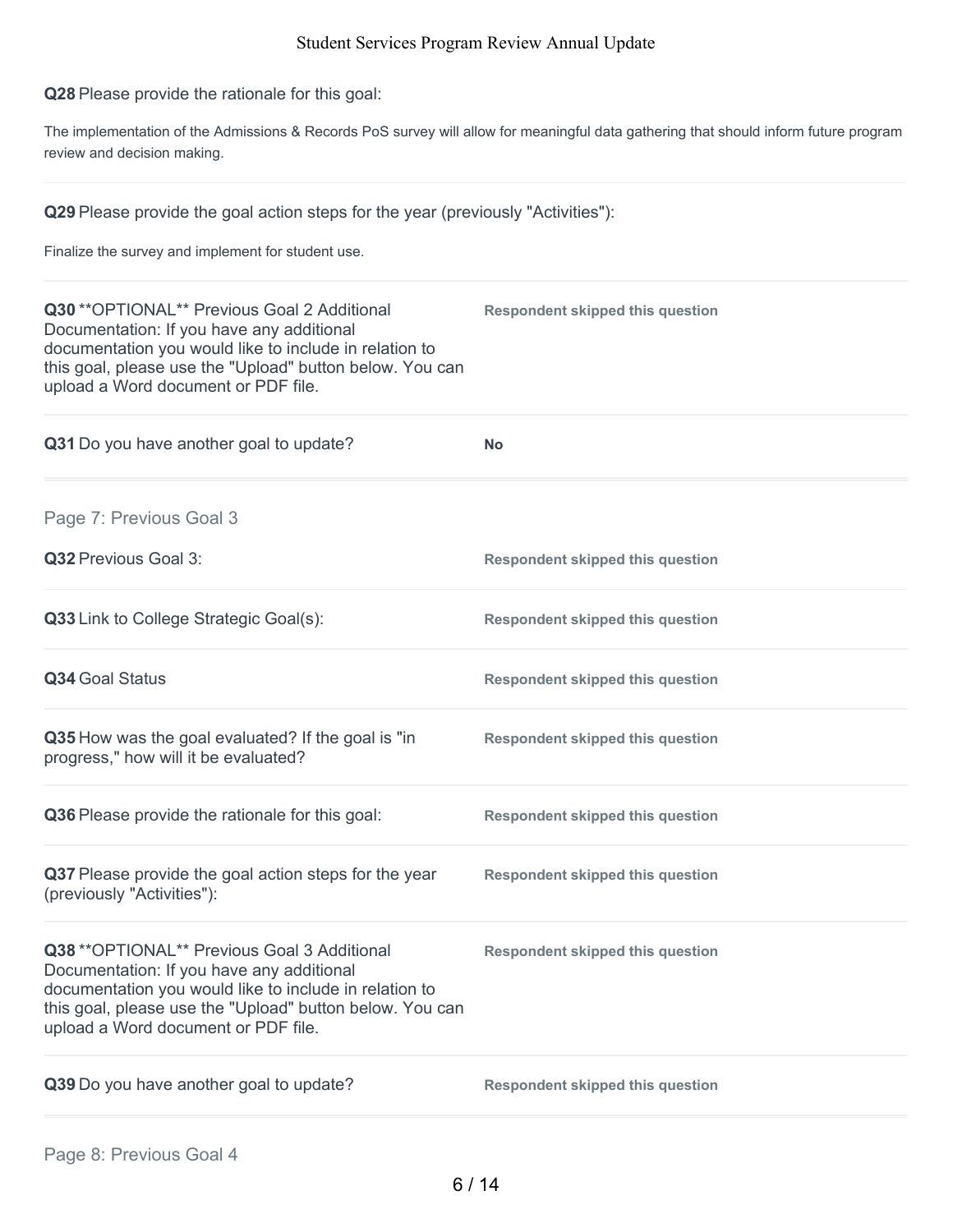**Q28** Please provide the rationale for this goal:

The implementation of the Admissions & Records PoS survey will allow for meaningful data gathering that should inform future program review and decision making.

**Q29** Please provide the goal action steps for the year (previously "Activities"):

Finalize the survey and implement for student use.

| | |
|---|---|
| **Q30** **OPTIONAL** Previous Goal 2 Additional Documentation: If you have any additional documentation you would like to include in relation to this goal, please use the "Upload" button below. You can upload a Word document or PDF file. | **Respondent skipped this question** |
| **Q31** Do you have another goal to update? | **No** |

## Page 7: Previous Goal 3

| | |
|---|---|
| **Q32** Previous Goal 3: | **Respondent skipped this question** |
| **Q33** Link to College Strategic Goal(s): | **Respondent skipped this question** |
| **Q34** Goal Status | **Respondent skipped this question** |
| **Q35** How was the goal evaluated? If the goal is "in progress," how will it be evaluated? | **Respondent skipped this question** |
| **Q36** Please provide the rationale for this goal: | **Respondent skipped this question** |
| **Q37** Please provide the goal action steps for the year (previously "Activities"): | **Respondent skipped this question** |
| **Q38** **OPTIONAL** Previous Goal 3 Additional Documentation: If you have any additional documentation you would like to include in relation to this goal, please use the "Upload" button below. You can upload a Word document or PDF file. | **Respondent skipped this question** |
| **Q39** Do you have another goal to update? | **Respondent skipped this question** |

## Page 8: Previous Goal 4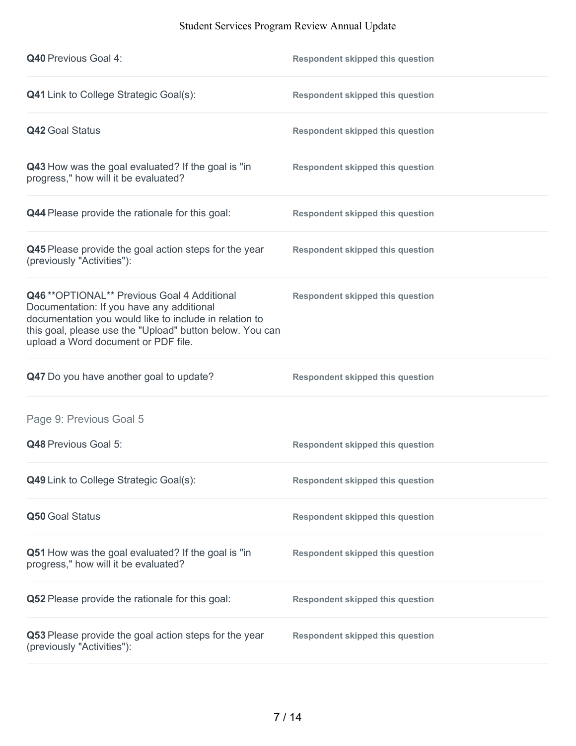**Q40** Previous Goal 4: Respondent skipped this question

**Q41** Link to College Strategic Goal(s): Respondent skipped this question

**Q42** Goal Status Respondent skipped this question

**Q43** How was the goal evaluated? If the goal is "in progress," how will it be evaluated? Respondent skipped this question

**Q44** Please provide the rationale for this goal: Respondent skipped this question

**Q45** Please provide the goal action steps for the year (previously "Activities"): Respondent skipped this question

**Q46** **OPTIONAL** Previous Goal 4 Additional Documentation: If you have any additional documentation you would like to include in relation to this goal, please use the "Upload" button below. You can upload a Word document or PDF file. Respondent skipped this question

**Q47** Do you have another goal to update? Respondent skipped this question

## Page 9: Previous Goal 5

**Q48** Previous Goal 5: Respondent skipped this question

**Q49** Link to College Strategic Goal(s): Respondent skipped this question

**Q50** Goal Status Respondent skipped this question

**Q51** How was the goal evaluated? If the goal is "in progress," how will it be evaluated? Respondent skipped this question

**Q52** Please provide the rationale for this goal: Respondent skipped this question

**Q53** Please provide the goal action steps for the year (previously "Activities"): Respondent skipped this question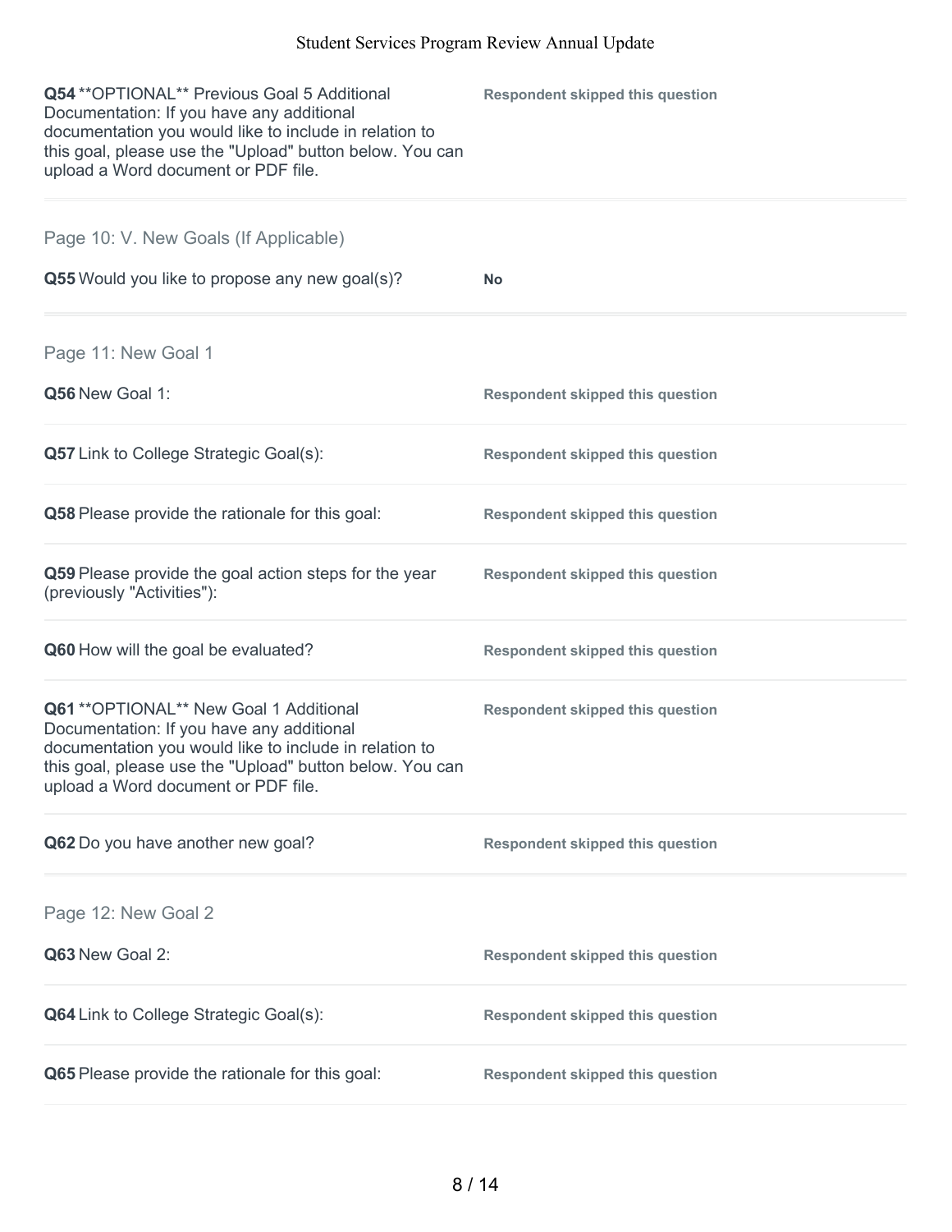**Q54** **OPTIONAL** Previous Goal 5 Additional Documentation: If you have any additional documentation you would like to include in relation to this goal, please use the "Upload" button below. You can upload a Word document or PDF file.

**Respondent skipped this question**

## Page 10: V. New Goals (If Applicable)

**Q55** Would you like to propose any new goal(s)?

**No**

## Page 11: New Goal 1

**Q56** New Goal 1:

**Respondent skipped this question**

**Q57** Link to College Strategic Goal(s):

**Respondent skipped this question**

**Q58** Please provide the rationale for this goal:

**Respondent skipped this question**

**Q59** Please provide the goal action steps for the year (previously "Activities"):

**Respondent skipped this question**

**Q60** How will the goal be evaluated?

**Respondent skipped this question**

**Q61** **OPTIONAL** New Goal 1 Additional Documentation: If you have any additional documentation you would like to include in relation to this goal, please use the "Upload" button below. You can upload a Word document or PDF file.

**Respondent skipped this question**

**Q62** Do you have another new goal?

**Respondent skipped this question**

## Page 12: New Goal 2

**Q63** New Goal 2:

**Respondent skipped this question**

**Q64** Link to College Strategic Goal(s):

**Respondent skipped this question**

**Q65** Please provide the rationale for this goal:

**Respondent skipped this question**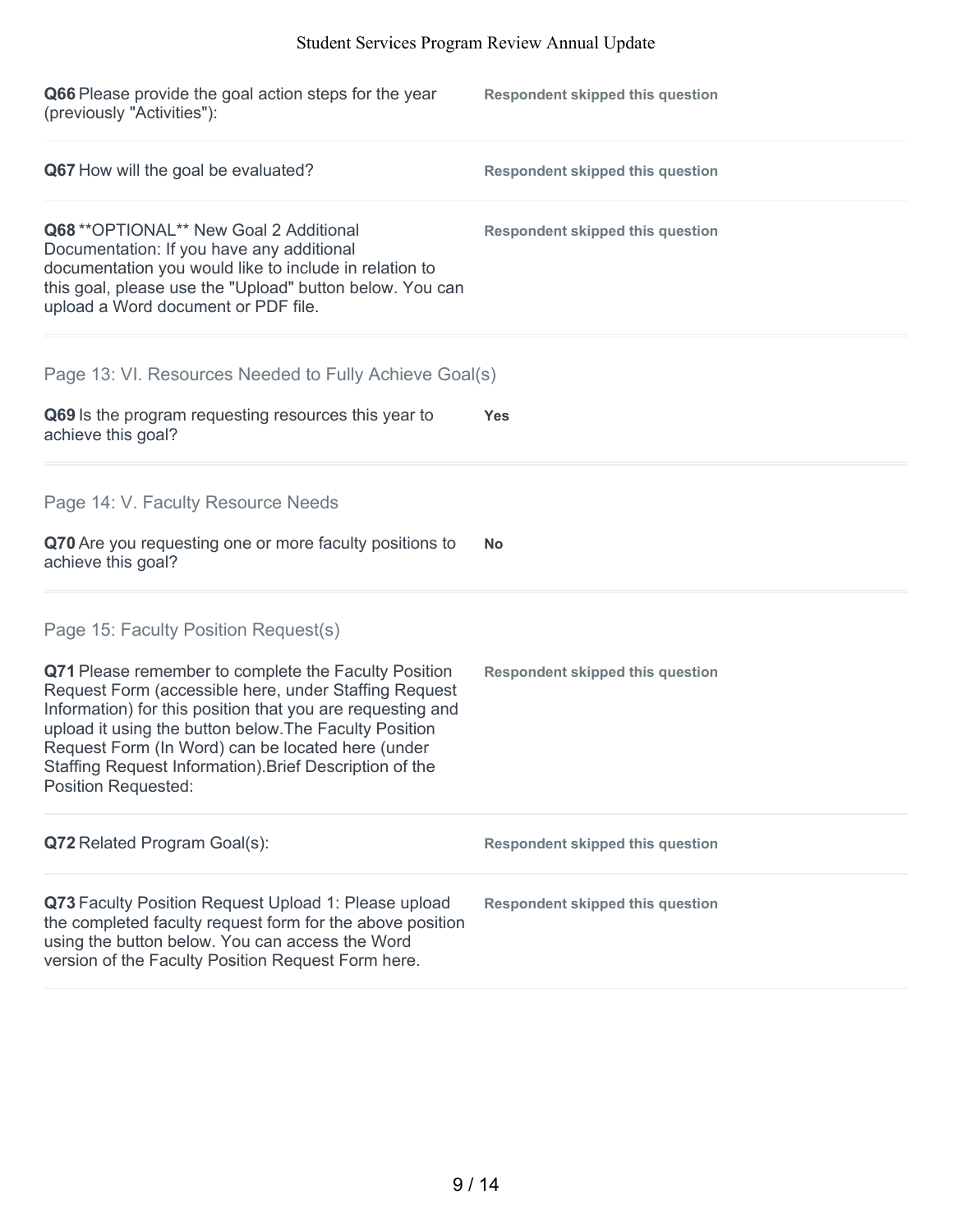**Q66** Please provide the goal action steps for the year (previously "Activities"): **Respondent skipped this question**

**Q67** How will the goal be evaluated? **Respondent skipped this question**

**Q68** **OPTIONAL** New Goal 2 Additional Documentation: If you have any additional documentation you would like to include in relation to this goal, please use the "Upload" button below. You can upload a Word document or PDF file. **Respondent skipped this question**

## Page 13: VI. Resources Needed to Fully Achieve Goal(s)

**Q69** Is the program requesting resources this year to achieve this goal? **Yes**

## Page 14: V. Faculty Resource Needs

**Q70** Are you requesting one or more faculty positions to achieve this goal? **No**

## Page 15: Faculty Position Request(s)

**Q71** Please remember to complete the Faculty Position Request Form (accessible here, under Staffing Request Information) for this position that you are requesting and upload it using the button below.The Faculty Position Request Form (In Word) can be located here (under Staffing Request Information).Brief Description of the Position Requested: **Respondent skipped this question**

**Q72** Related Program Goal(s): **Respondent skipped this question**

**Q73** Faculty Position Request Upload 1: Please upload the completed faculty request form for the above position using the button below. You can access the Word version of the Faculty Position Request Form here. **Respondent skipped this question**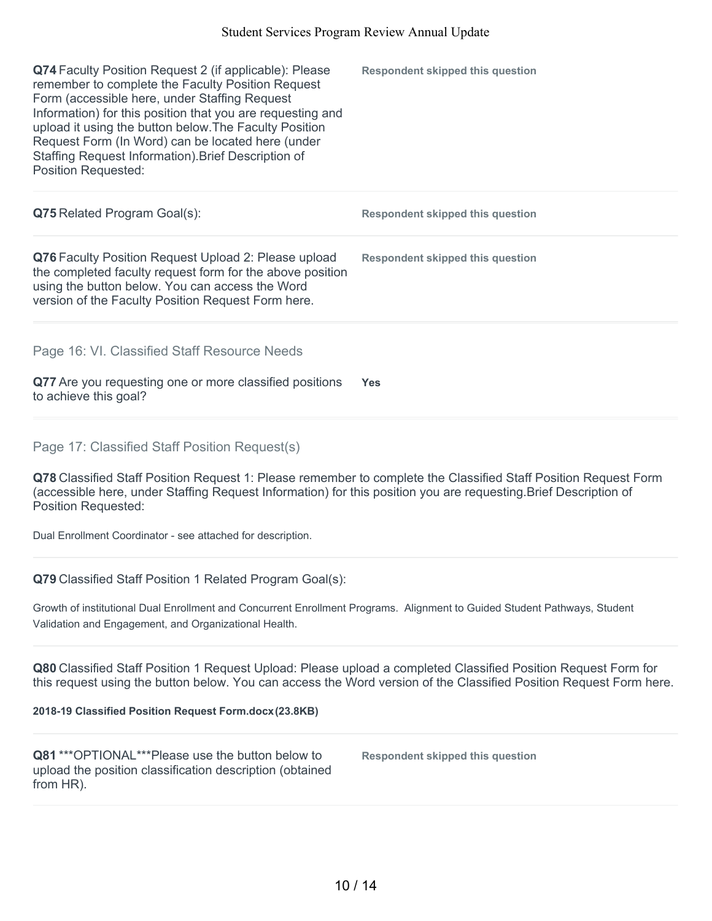**Q74** Faculty Position Request 2 (if applicable): Please remember to complete the Faculty Position Request Form (accessible here, under Staffing Request Information) for this position that you are requesting and upload it using the button below.The Faculty Position Request Form (In Word) can be located here (under Staffing Request Information).Brief Description of Position Requested:

**Respondent skipped this question**

**Q75** Related Program Goal(s):

**Respondent skipped this question**

**Q76** Faculty Position Request Upload 2: Please upload the completed faculty request form for the above position using the button below. You can access the Word version of the Faculty Position Request Form here.

**Respondent skipped this question**

## Page 16: VI. Classified Staff Resource Needs

**Q77** Are you requesting one or more classified positions to achieve this goal?

**Yes**

## Page 17: Classified Staff Position Request(s)

**Q78** Classified Staff Position Request 1: Please remember to complete the Classified Staff Position Request Form (accessible here, under Staffing Request Information) for this position you are requesting.Brief Description of Position Requested:

Dual Enrollment Coordinator - see attached for description.

**Q79** Classified Staff Position 1 Related Program Goal(s):

Growth of institutional Dual Enrollment and Concurrent Enrollment Programs. Alignment to Guided Student Pathways, Student Validation and Engagement, and Organizational Health.

**Q80** Classified Staff Position 1 Request Upload: Please upload a completed Classified Position Request Form for this request using the button below. You can access the Word version of the Classified Position Request Form here.

**2018-19 Classified Position Request Form.docx(23.8KB)**

**Q81** ***OPTIONAL***Please use the button below to upload the position classification description (obtained from HR).

**Respondent skipped this question**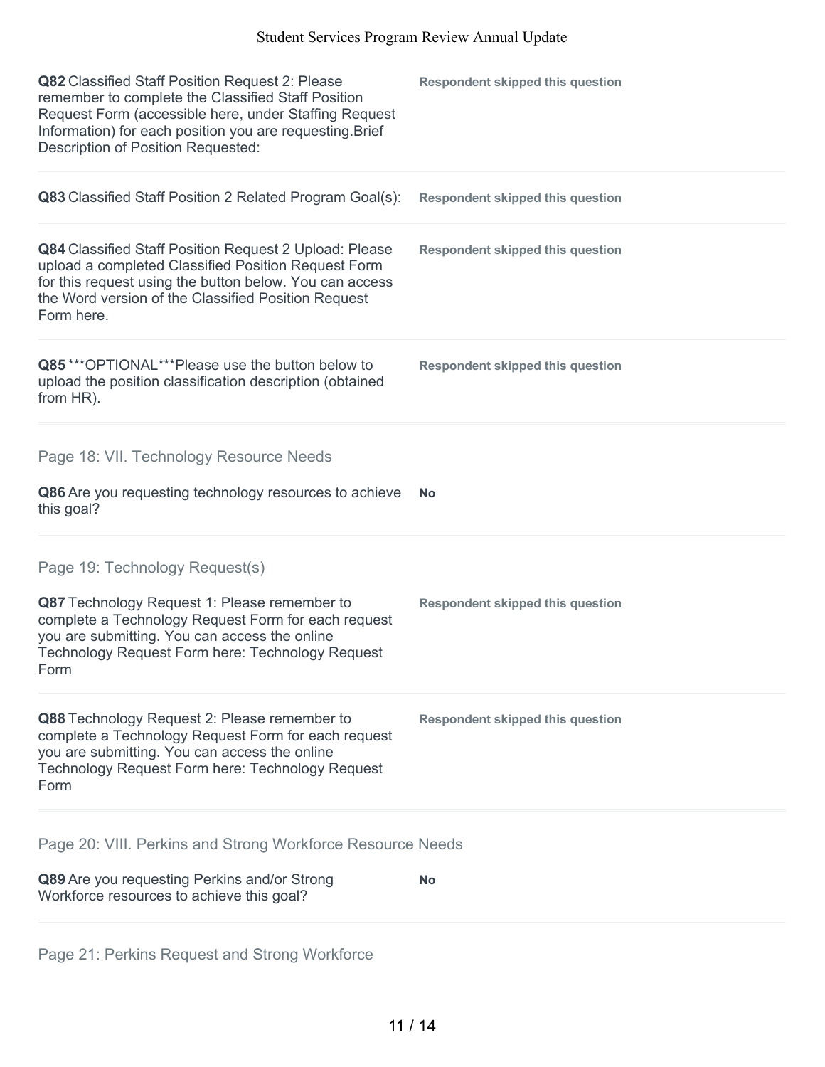**Q82** Classified Staff Position Request 2: Please remember to complete the Classified Staff Position Request Form (accessible here, under Staffing Request Information) for each position you are requesting.Brief Description of Position Requested:

**Respondent skipped this question**

**Q83** Classified Staff Position 2 Related Program Goal(s):

**Respondent skipped this question**

**Q84** Classified Staff Position Request 2 Upload: Please upload a completed Classified Position Request Form for this request using the button below. You can access the Word version of the Classified Position Request Form here.

**Respondent skipped this question**

**Q85** ***OPTIONAL***Please use the button below to upload the position classification description (obtained from HR).

**Respondent skipped this question**

## Page 18: VII. Technology Resource Needs

**Q86** Are you requesting technology resources to achieve this goal?

**No**

## Page 19: Technology Request(s)

**Q87** Technology Request 1: Please remember to complete a Technology Request Form for each request you are submitting. You can access the online Technology Request Form here: Technology Request Form

**Respondent skipped this question**

**Q88** Technology Request 2: Please remember to complete a Technology Request Form for each request you are submitting. You can access the online Technology Request Form here: Technology Request Form

**Respondent skipped this question**

## Page 20: VIII. Perkins and Strong Workforce Resource Needs

**Q89** Are you requesting Perkins and/or Strong Workforce resources to achieve this goal?

**No**

## Page 21: Perkins Request and Strong Workforce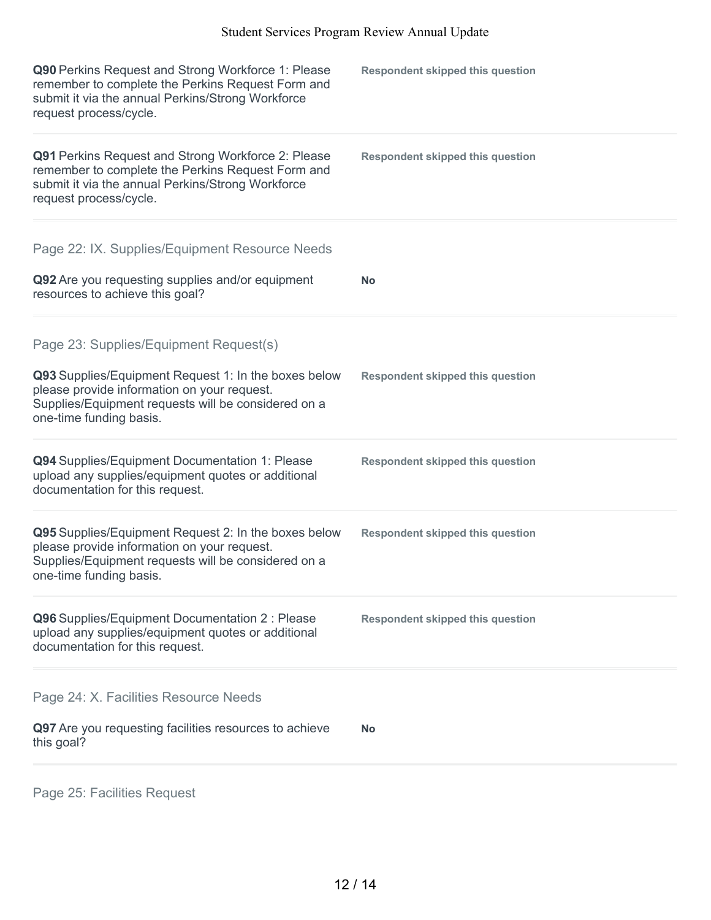**Q90** Perkins Request and Strong Workforce 1: Please remember to complete the Perkins Request Form and submit it via the annual Perkins/Strong Workforce request process/cycle.

**Respondent skipped this question**

**Q91** Perkins Request and Strong Workforce 2: Please remember to complete the Perkins Request Form and submit it via the annual Perkins/Strong Workforce request process/cycle.

**Respondent skipped this question**

## Page 22: IX. Supplies/Equipment Resource Needs

**Q92** Are you requesting supplies and/or equipment resources to achieve this goal?

**No**

## Page 23: Supplies/Equipment Request(s)

**Q93** Supplies/Equipment Request 1: In the boxes below please provide information on your request. Supplies/Equipment requests will be considered on a one-time funding basis.

**Respondent skipped this question**

**Q94** Supplies/Equipment Documentation 1: Please upload any supplies/equipment quotes or additional documentation for this request.

**Respondent skipped this question**

**Q95** Supplies/Equipment Request 2: In the boxes below please provide information on your request. Supplies/Equipment requests will be considered on a one-time funding basis.

**Respondent skipped this question**

**Q96** Supplies/Equipment Documentation 2 : Please upload any supplies/equipment quotes or additional documentation for this request.

**Respondent skipped this question**

## Page 24: X. Facilities Resource Needs

**Q97** Are you requesting facilities resources to achieve this goal?

**No**

## Page 25: Facilities Request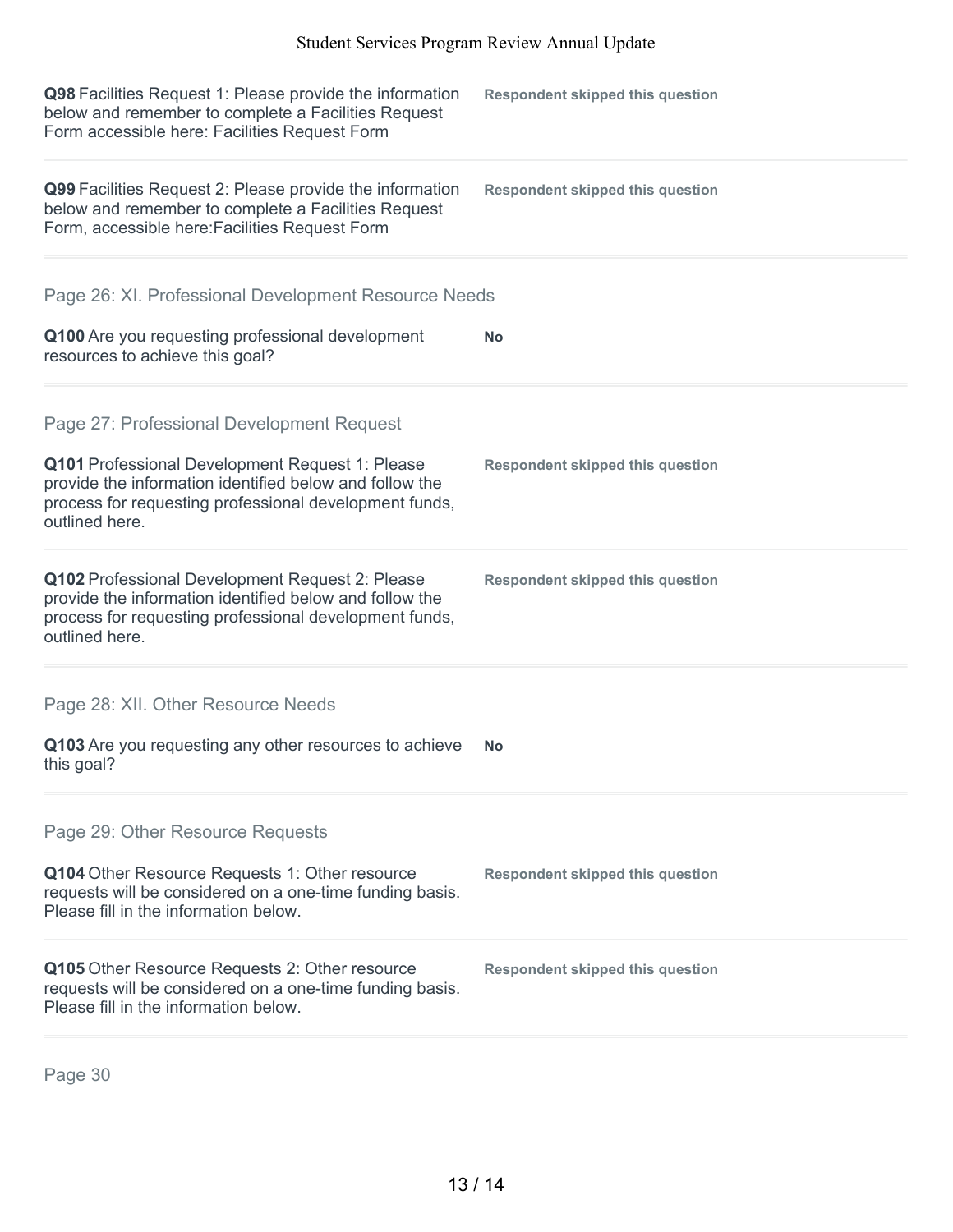**Q98** Facilities Request 1: Please provide the information below and remember to complete a Facilities Request Form accessible here: Facilities Request Form

**Respondent skipped this question**

**Q99** Facilities Request 2: Please provide the information below and remember to complete a Facilities Request Form, accessible here:Facilities Request Form

**Respondent skipped this question**

## Page 26: XI. Professional Development Resource Needs

**Q100** Are you requesting professional development resources to achieve this goal?

**No**

## Page 27: Professional Development Request

**Q101** Professional Development Request 1: Please provide the information identified below and follow the process for requesting professional development funds, outlined here.

**Respondent skipped this question**

**Q102** Professional Development Request 2: Please provide the information identified below and follow the process for requesting professional development funds, outlined here.

**Respondent skipped this question**

## Page 28: XII. Other Resource Needs

**Q103** Are you requesting any other resources to achieve this goal?

**No**

## Page 29: Other Resource Requests

**Q104** Other Resource Requests 1: Other resource requests will be considered on a one-time funding basis. Please fill in the information below.

**Respondent skipped this question**

**Q105** Other Resource Requests 2: Other resource requests will be considered on a one-time funding basis. Please fill in the information below.

**Respondent skipped this question**

## Page 30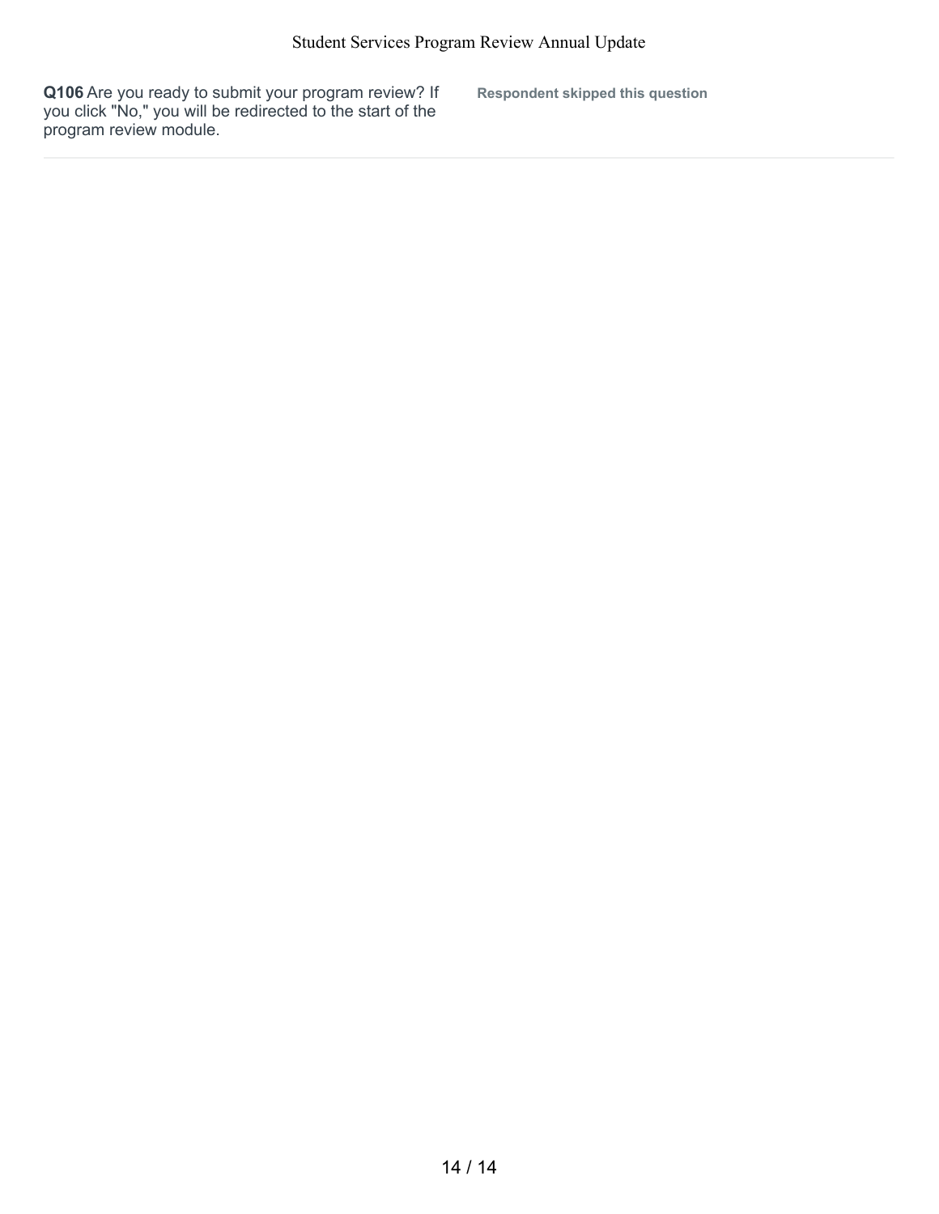**Q106** Are you ready to submit your program review? If you click "No," you will be redirected to the start of the program review module.

**Respondent skipped this question**